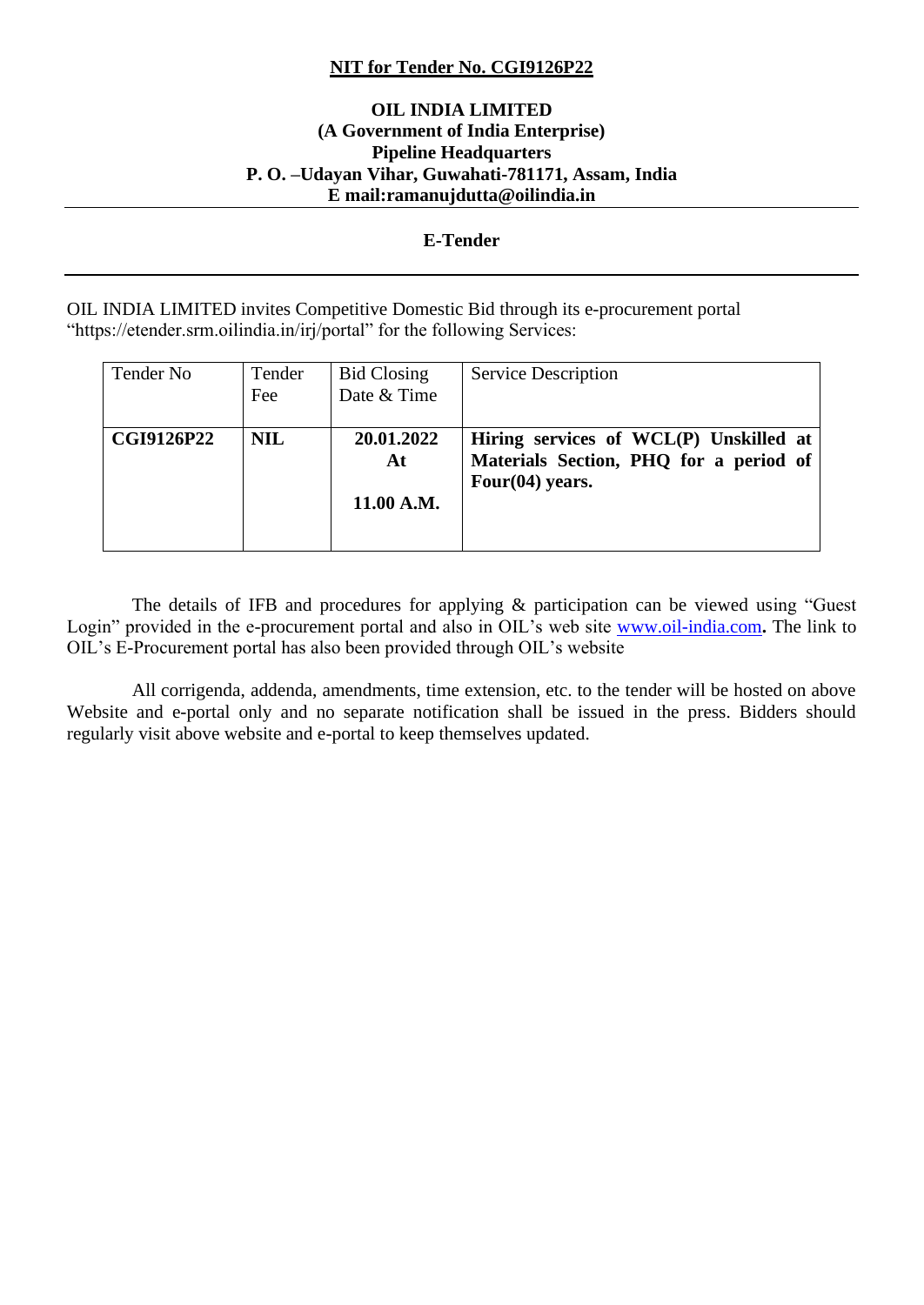**NIT for Tender No. CGI9126P22**

**OIL INDIA LIMITED**
**(A Government of India Enterprise)**
**Pipeline Headquarters**
**P. O. –Udayan Vihar, Guwahati-781171, Assam, India**
**E mail:ramanujdutta@oilindia.in**

---

**E-Tender**

---

OIL INDIA LIMITED invites Competitive Domestic Bid through its e-procurement portal "https://etender.srm.oilindia.in/irj/portal" for the following Services:

| Tender No | Tender Fee | Bid Closing Date & Time | Service Description |
|---|---|---|---|
| **CGI9126P22** | **NIL** | **20.01.2022 At 11.00 A.M.** | **Hiring services of WCL(P) Unskilled at Materials Section, PHQ for a period of Four(04) years.** |

The details of IFB and procedures for applying & participation can be viewed using "Guest Login" provided in the e-procurement portal and also in OIL's web site www.oil-india.com**.** The link to OIL's E-Procurement portal has also been provided through OIL's website

All corrigenda, addenda, amendments, time extension, etc. to the tender will be hosted on above Website and e-portal only and no separate notification shall be issued in the press. Bidders should regularly visit above website and e-portal to keep themselves updated.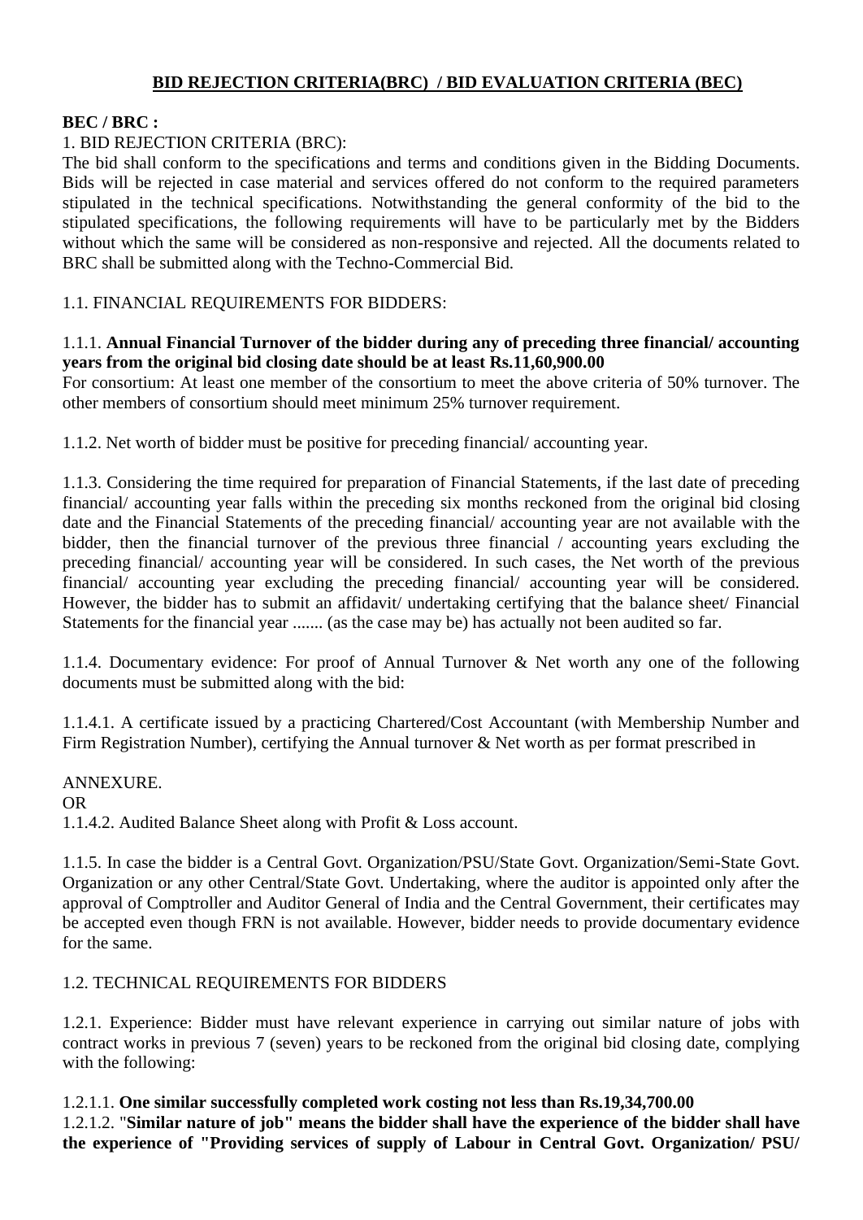## BID REJECTION CRITERIA(BRC) / BID EVALUATION CRITERIA (BEC)

**BEC / BRC :**

1. BID REJECTION CRITERIA (BRC):

The bid shall conform to the specifications and terms and conditions given in the Bidding Documents. Bids will be rejected in case material and services offered do not conform to the required parameters stipulated in the technical specifications. Notwithstanding the general conformity of the bid to the stipulated specifications, the following requirements will have to be particularly met by the Bidders without which the same will be considered as non-responsive and rejected. All the documents related to BRC shall be submitted along with the Techno-Commercial Bid.

1.1. FINANCIAL REQUIREMENTS FOR BIDDERS:

1.1.1. **Annual Financial Turnover of the bidder during any of preceding three financial/ accounting years from the original bid closing date should be at least Rs.11,60,900.00**

For consortium: At least one member of the consortium to meet the above criteria of 50% turnover. The other members of consortium should meet minimum 25% turnover requirement.

1.1.2. Net worth of bidder must be positive for preceding financial/ accounting year.

1.1.3. Considering the time required for preparation of Financial Statements, if the last date of preceding financial/ accounting year falls within the preceding six months reckoned from the original bid closing date and the Financial Statements of the preceding financial/ accounting year are not available with the bidder, then the financial turnover of the previous three financial / accounting years excluding the preceding financial/ accounting year will be considered. In such cases, the Net worth of the previous financial/ accounting year excluding the preceding financial/ accounting year will be considered. However, the bidder has to submit an affidavit/ undertaking certifying that the balance sheet/ Financial Statements for the financial year ....... (as the case may be) has actually not been audited so far.

1.1.4. Documentary evidence: For proof of Annual Turnover & Net worth any one of the following documents must be submitted along with the bid:

1.1.4.1. A certificate issued by a practicing Chartered/Cost Accountant (with Membership Number and Firm Registration Number), certifying the Annual turnover & Net worth as per format prescribed in

ANNEXURE.

OR

1.1.4.2. Audited Balance Sheet along with Profit & Loss account.

1.1.5. In case the bidder is a Central Govt. Organization/PSU/State Govt. Organization/Semi-State Govt. Organization or any other Central/State Govt. Undertaking, where the auditor is appointed only after the approval of Comptroller and Auditor General of India and the Central Government, their certificates may be accepted even though FRN is not available. However, bidder needs to provide documentary evidence for the same.

1.2. TECHNICAL REQUIREMENTS FOR BIDDERS

1.2.1. Experience: Bidder must have relevant experience in carrying out similar nature of jobs with contract works in previous 7 (seven) years to be reckoned from the original bid closing date, complying with the following:

1.2.1.1. **One similar successfully completed work costing not less than Rs.19,34,700.00**

1.2.1.2. "**Similar nature of job" means the bidder shall have the experience of the bidder shall have the experience of "Providing services of supply of Labour in Central Govt. Organization/ PSU/**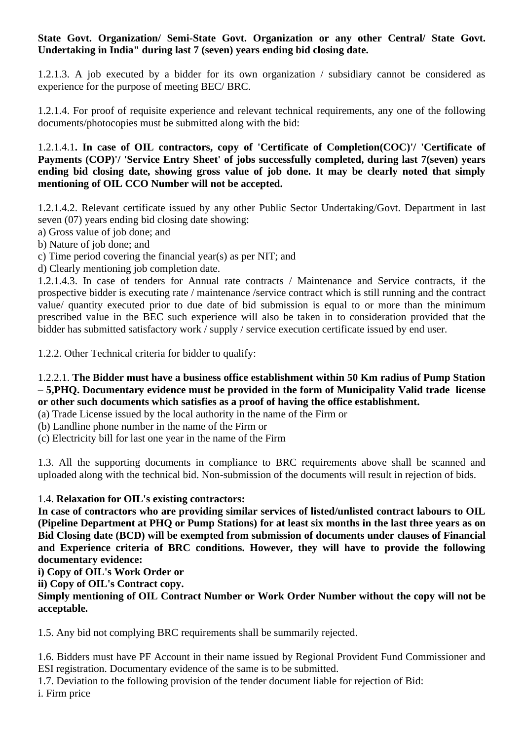**State Govt. Organization/ Semi-State Govt. Organization or any other Central/ State Govt. Undertaking in India" during last 7 (seven) years ending bid closing date.**

1.2.1.3. A job executed by a bidder for its own organization / subsidiary cannot be considered as experience for the purpose of meeting BEC/ BRC.

1.2.1.4. For proof of requisite experience and relevant technical requirements, any one of the following documents/photocopies must be submitted along with the bid:

1.2.1.4.1**. In case of OIL contractors, copy of 'Certificate of Completion(COC)'/ 'Certificate of Payments (COP)'/ 'Service Entry Sheet' of jobs successfully completed, during last 7(seven) years ending bid closing date, showing gross value of job done. It may be clearly noted that simply mentioning of OIL CCO Number will not be accepted.**

1.2.1.4.2. Relevant certificate issued by any other Public Sector Undertaking/Govt. Department in last seven (07) years ending bid closing date showing:
a) Gross value of job done; and
b) Nature of job done; and
c) Time period covering the financial year(s) as per NIT; and
d) Clearly mentioning job completion date.
1.2.1.4.3. In case of tenders for Annual rate contracts / Maintenance and Service contracts, if the prospective bidder is executing rate / maintenance /service contract which is still running and the contract value/ quantity executed prior to due date of bid submission is equal to or more than the minimum prescribed value in the BEC such experience will also be taken in to consideration provided that the bidder has submitted satisfactory work / supply / service execution certificate issued by end user.

1.2.2. Other Technical criteria for bidder to qualify:

1.2.2.1. **The Bidder must have a business office establishment within 50 Km radius of Pump Station – 5,PHQ. Documentary evidence must be provided in the form of Municipality Valid trade license or other such documents which satisfies as a proof of having the office establishment.**
(a) Trade License issued by the local authority in the name of the Firm or
(b) Landline phone number in the name of the Firm or
(c) Electricity bill for last one year in the name of the Firm

1.3. All the supporting documents in compliance to BRC requirements above shall be scanned and uploaded along with the technical bid. Non-submission of the documents will result in rejection of bids.

1.4. **Relaxation for OIL's existing contractors:**
**In case of contractors who are providing similar services of listed/unlisted contract labours to OIL (Pipeline Department at PHQ or Pump Stations) for at least six months in the last three years as on Bid Closing date (BCD) will be exempted from submission of documents under clauses of Financial and Experience criteria of BRC conditions. However, they will have to provide the following documentary evidence:**
**i) Copy of OIL's Work Order or**
**ii) Copy of OIL's Contract copy.**
**Simply mentioning of OIL Contract Number or Work Order Number without the copy will not be acceptable.**

1.5. Any bid not complying BRC requirements shall be summarily rejected.

1.6. Bidders must have PF Account in their name issued by Regional Provident Fund Commissioner and ESI registration. Documentary evidence of the same is to be submitted.
1.7. Deviation to the following provision of the tender document liable for rejection of Bid:
i. Firm price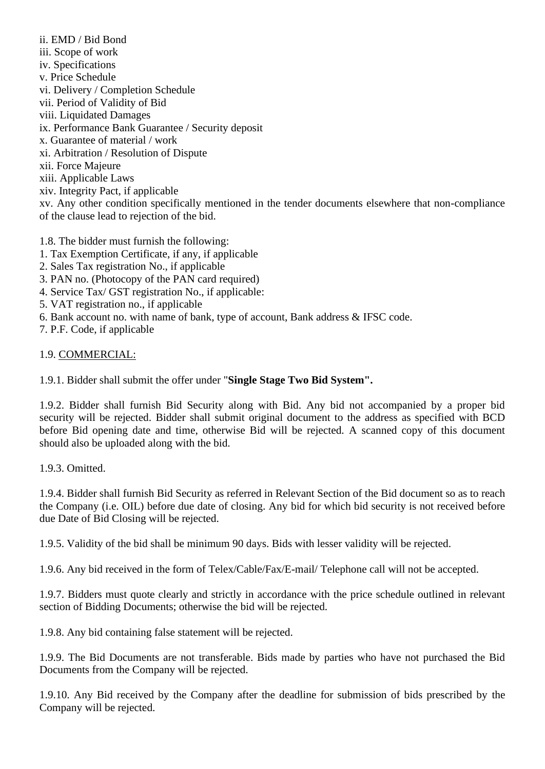ii. EMD / Bid Bond
iii. Scope of work
iv. Specifications
v. Price Schedule
vi. Delivery / Completion Schedule
vii. Period of Validity of Bid
viii. Liquidated Damages
ix. Performance Bank Guarantee / Security deposit
x. Guarantee of material / work
xi. Arbitration / Resolution of Dispute
xii. Force Majeure
xiii. Applicable Laws
xiv. Integrity Pact, if applicable
xv. Any other condition specifically mentioned in the tender documents elsewhere that non-compliance of the clause lead to rejection of the bid.

1.8. The bidder must furnish the following:
1. Tax Exemption Certificate, if any, if applicable
2. Sales Tax registration No., if applicable
3. PAN no. (Photocopy of the PAN card required)
4. Service Tax/ GST registration No., if applicable:
5. VAT registration no., if applicable
6. Bank account no. with name of bank, type of account, Bank address & IFSC code.
7. P.F. Code, if applicable

1.9. COMMERCIAL:

1.9.1. Bidder shall submit the offer under "**Single Stage Two Bid System".**

1.9.2. Bidder shall furnish Bid Security along with Bid. Any bid not accompanied by a proper bid security will be rejected. Bidder shall submit original document to the address as specified with BCD before Bid opening date and time, otherwise Bid will be rejected. A scanned copy of this document should also be uploaded along with the bid.

1.9.3. Omitted.

1.9.4. Bidder shall furnish Bid Security as referred in Relevant Section of the Bid document so as to reach the Company (i.e. OIL) before due date of closing. Any bid for which bid security is not received before due Date of Bid Closing will be rejected.

1.9.5. Validity of the bid shall be minimum 90 days. Bids with lesser validity will be rejected.

1.9.6. Any bid received in the form of Telex/Cable/Fax/E-mail/ Telephone call will not be accepted.

1.9.7. Bidders must quote clearly and strictly in accordance with the price schedule outlined in relevant section of Bidding Documents; otherwise the bid will be rejected.

1.9.8. Any bid containing false statement will be rejected.

1.9.9. The Bid Documents are not transferable. Bids made by parties who have not purchased the Bid Documents from the Company will be rejected.

1.9.10. Any Bid received by the Company after the deadline for submission of bids prescribed by the Company will be rejected.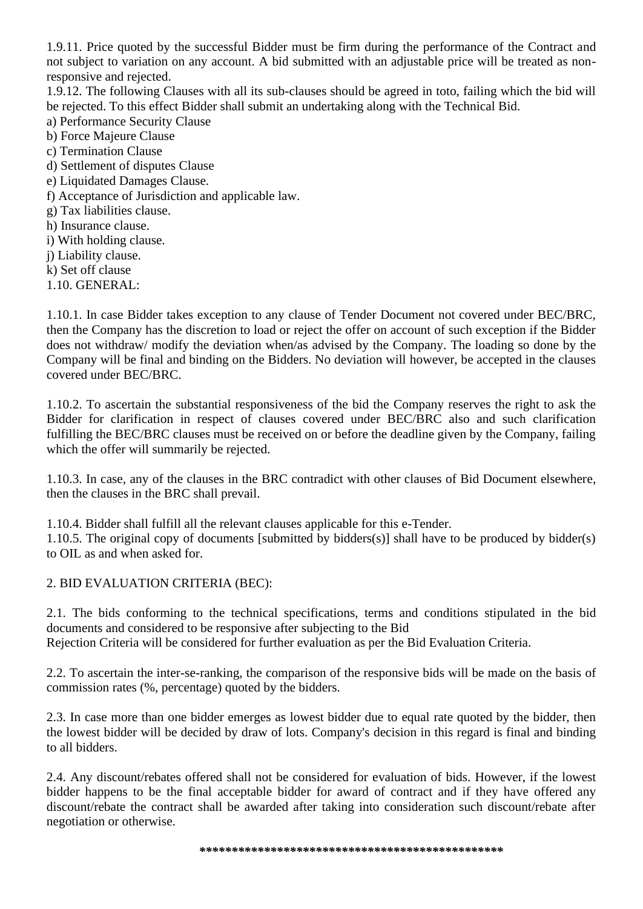1.9.11. Price quoted by the successful Bidder must be firm during the performance of the Contract and not subject to variation on any account. A bid submitted with an adjustable price will be treated as non-responsive and rejected.

1.9.12. The following Clauses with all its sub-clauses should be agreed in toto, failing which the bid will be rejected. To this effect Bidder shall submit an undertaking along with the Technical Bid.

a) Performance Security Clause
b) Force Majeure Clause
c) Termination Clause
d) Settlement of disputes Clause
e) Liquidated Damages Clause.
f) Acceptance of Jurisdiction and applicable law.
g) Tax liabilities clause.
h) Insurance clause.
i) With holding clause.
j) Liability clause.
k) Set off clause

1.10. GENERAL:

1.10.1. In case Bidder takes exception to any clause of Tender Document not covered under BEC/BRC, then the Company has the discretion to load or reject the offer on account of such exception if the Bidder does not withdraw/ modify the deviation when/as advised by the Company. The loading so done by the Company will be final and binding on the Bidders. No deviation will however, be accepted in the clauses covered under BEC/BRC.

1.10.2. To ascertain the substantial responsiveness of the bid the Company reserves the right to ask the Bidder for clarification in respect of clauses covered under BEC/BRC also and such clarification fulfilling the BEC/BRC clauses must be received on or before the deadline given by the Company, failing which the offer will summarily be rejected.

1.10.3. In case, any of the clauses in the BRC contradict with other clauses of Bid Document elsewhere, then the clauses in the BRC shall prevail.

1.10.4. Bidder shall fulfill all the relevant clauses applicable for this e-Tender.

1.10.5. The original copy of documents [submitted by bidders(s)] shall have to be produced by bidder(s) to OIL as and when asked for.

2. BID EVALUATION CRITERIA (BEC):

2.1. The bids conforming to the technical specifications, terms and conditions stipulated in the bid documents and considered to be responsive after subjecting to the Bid Rejection Criteria will be considered for further evaluation as per the Bid Evaluation Criteria.

2.2. To ascertain the inter-se-ranking, the comparison of the responsive bids will be made on the basis of commission rates (%, percentage) quoted by the bidders.

2.3. In case more than one bidder emerges as lowest bidder due to equal rate quoted by the bidder, then the lowest bidder will be decided by draw of lots. Company's decision in this regard is final and binding to all bidders.

2.4. Any discount/rebates offered shall not be considered for evaluation of bids. However, if the lowest bidder happens to be the final acceptable bidder for award of contract and if they have offered any discount/rebate the contract shall be awarded after taking into consideration such discount/rebate after negotiation or otherwise.

\*\*\*\*\*\*\*\*\*\*\*\*\*\*\*\*\*\*\*\*\*\*\*\*\*\*\*\*\*\*\*\*\*\*\*\*\*\*\*\*\*\*\*\*\*\*\*\*